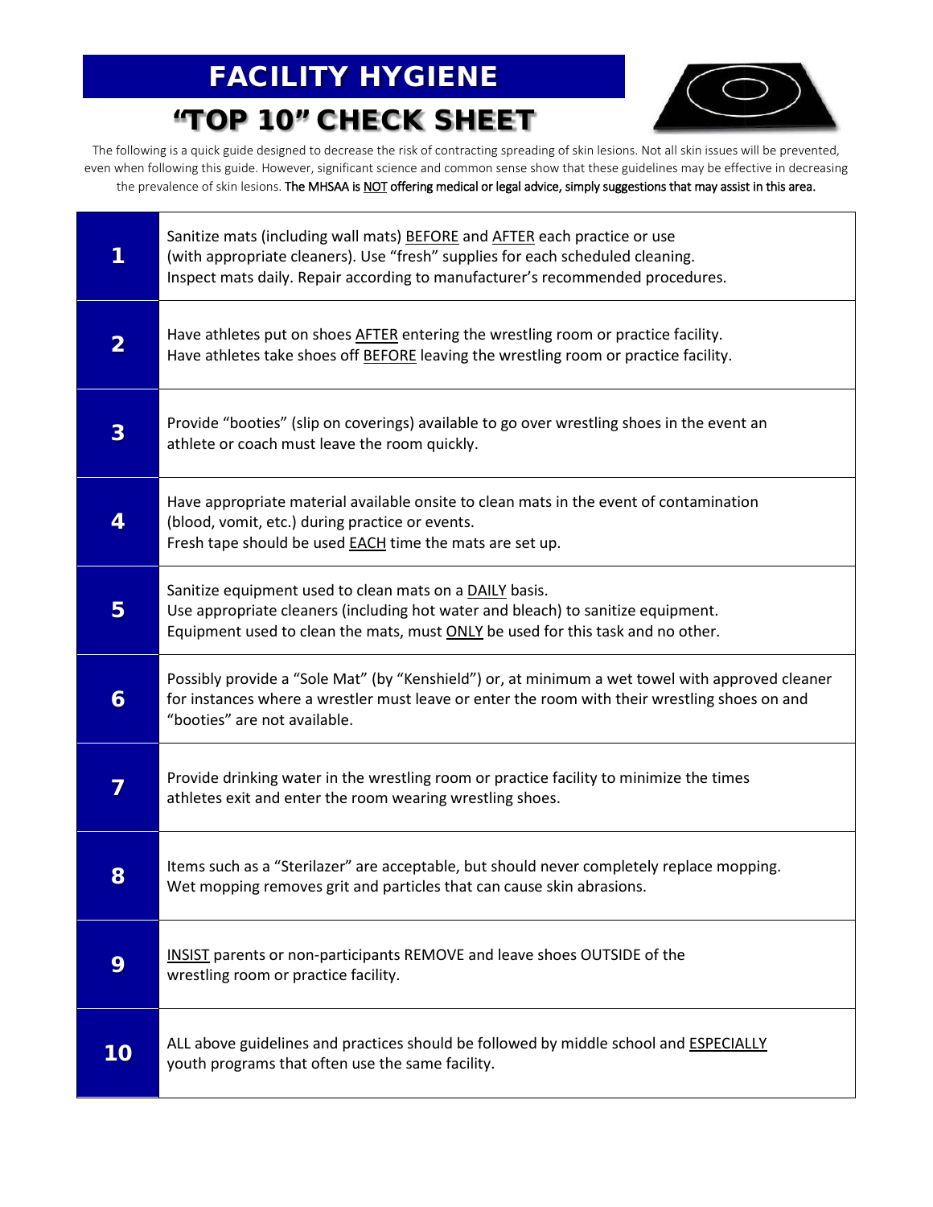# FACILITY HYGIENE

## "TOP 10" CHECK SHEET

The following is a quick guide designed to decrease the risk of contracting spreading of skin lesions. Not all skin issues will be prevented, even when following this guide. However, significant science and common sense show that these guidelines may be effective in decreasing the prevalence of skin lesions. **The MHSAA is NOT offering medical or legal advice, simply suggestions that may assist in this area.**

| | |
|---|---|
| **1** | Sanitize mats (including wall mats) BEFORE and AFTER each practice or use (with appropriate cleaners). Use "fresh" supplies for each scheduled cleaning. Inspect mats daily. Repair according to manufacturer's recommended procedures. |
| **2** | Have athletes put on shoes AFTER entering the wrestling room or practice facility. Have athletes take shoes off BEFORE leaving the wrestling room or practice facility. |
| **3** | Provide "booties" (slip on coverings) available to go over wrestling shoes in the event an athlete or coach must leave the room quickly. |
| **4** | Have appropriate material available onsite to clean mats in the event of contamination (blood, vomit, etc.) during practice or events. Fresh tape should be used EACH time the mats are set up. |
| **5** | Sanitize equipment used to clean mats on a DAILY basis. Use appropriate cleaners (including hot water and bleach) to sanitize equipment. Equipment used to clean the mats, must ONLY be used for this task and no other. |
| **6** | Possibly provide a "Sole Mat" (by "Kenshield") or, at minimum a wet towel with approved cleaner for instances where a wrestler must leave or enter the room with their wrestling shoes on and "booties" are not available. |
| **7** | Provide drinking water in the wrestling room or practice facility to minimize the times athletes exit and enter the room wearing wrestling shoes. |
| **8** | Items such as a "Sterilazer" are acceptable, but should never completely replace mopping. Wet mopping removes grit and particles that can cause skin abrasions. |
| **9** | INSIST parents or non-participants REMOVE and leave shoes OUTSIDE of the wrestling room or practice facility. |
| **10** | ALL above guidelines and practices should be followed by middle school and ESPECIALLY youth programs that often use the same facility. |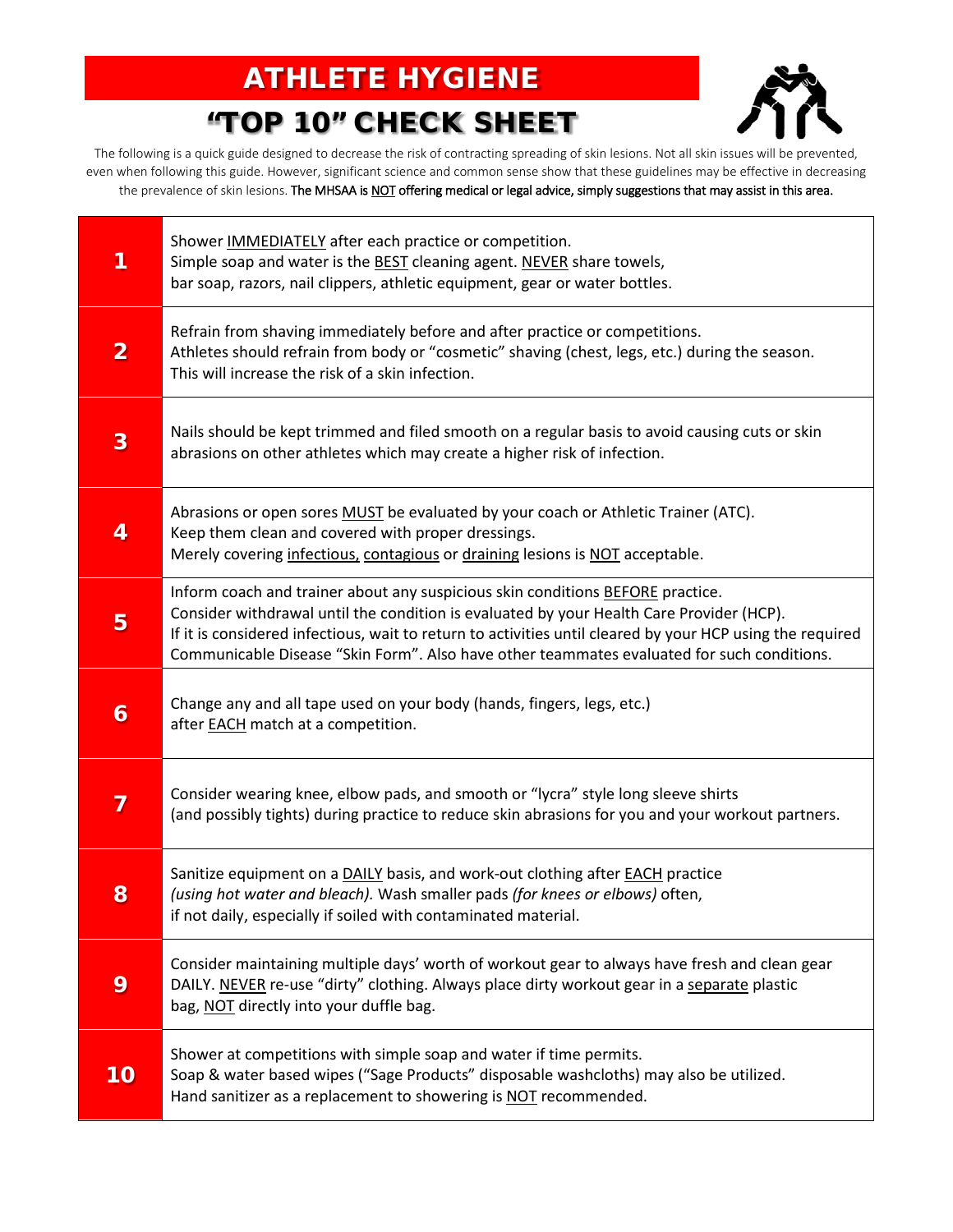# ATHLETE HYGIENE

## "TOP 10" CHECK SHEET

The following is a quick guide designed to decrease the risk of contracting spreading of skin lesions. Not all skin issues will be prevented, even when following this guide. However, significant science and common sense show that these guidelines may be effective in decreasing the prevalence of skin lesions. **The MHSAA is NOT offering medical or legal advice, simply suggestions that may assist in this area.**

| | |
|---|---|
| **1** | Shower IMMEDIATELY after each practice or competition.<br>Simple soap and water is the BEST cleaning agent. NEVER share towels, bar soap, razors, nail clippers, athletic equipment, gear or water bottles. |
| **2** | Refrain from shaving immediately before and after practice or competitions.<br>Athletes should refrain from body or "cosmetic" shaving (chest, legs, etc.) during the season.<br>This will increase the risk of a skin infection. |
| **3** | Nails should be kept trimmed and filed smooth on a regular basis to avoid causing cuts or skin abrasions on other athletes which may create a higher risk of infection. |
| **4** | Abrasions or open sores MUST be evaluated by your coach or Athletic Trainer (ATC).<br>Keep them clean and covered with proper dressings.<br>Merely covering infectious, contagious or draining lesions is NOT acceptable. |
| **5** | Inform coach and trainer about any suspicious skin conditions BEFORE practice.<br>Consider withdrawal until the condition is evaluated by your Health Care Provider (HCP).<br>If it is considered infectious, wait to return to activities until cleared by your HCP using the required Communicable Disease "Skin Form". Also have other teammates evaluated for such conditions. |
| **6** | Change any and all tape used on your body (hands, fingers, legs, etc.) after EACH match at a competition. |
| **7** | Consider wearing knee, elbow pads, and smooth or "lycra" style long sleeve shirts (and possibly tights) during practice to reduce skin abrasions for you and your workout partners. |
| **8** | Sanitize equipment on a DAILY basis, and work-out clothing after EACH practice *(using hot water and bleach).* Wash smaller pads *(for knees or elbows)* often, if not daily, especially if soiled with contaminated material. |
| **9** | Consider maintaining multiple days' worth of workout gear to always have fresh and clean gear DAILY. NEVER re-use "dirty" clothing. Always place dirty workout gear in a separate plastic bag, NOT directly into your duffle bag. |
| **10** | Shower at competitions with simple soap and water if time permits.<br>Soap & water based wipes ("Sage Products" disposable washcloths) may also be utilized.<br>Hand sanitizer as a replacement to showering is NOT recommended. |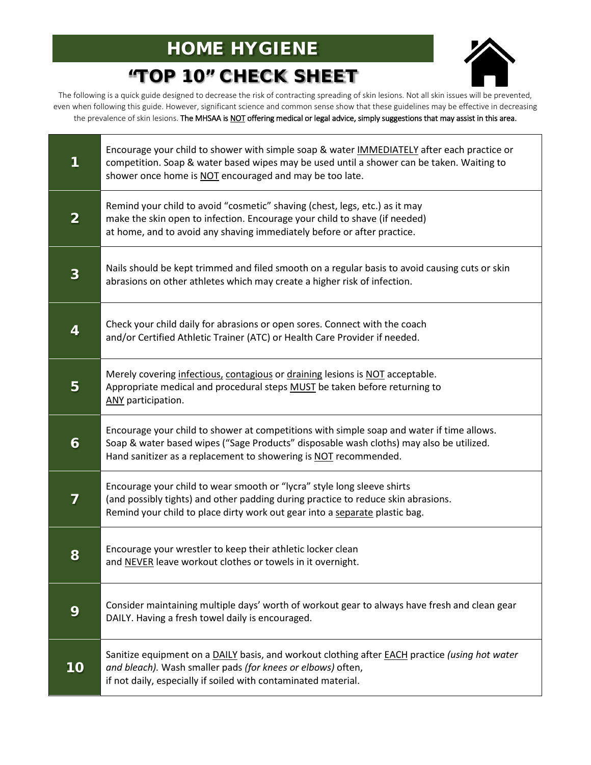# HOME HYGIENE

## "TOP 10" CHECK SHEET

The following is a quick guide designed to decrease the risk of contracting spreading of skin lesions. Not all skin issues will be prevented, even when following this guide. However, significant science and common sense show that these guidelines may be effective in decreasing the prevalence of skin lesions. **The MHSAA is NOT offering medical or legal advice, simply suggestions that may assist in this area.**

| | |
|---|---|
| **1** | Encourage your child to shower with simple soap & water IMMEDIATELY after each practice or competition. Soap & water based wipes may be used until a shower can be taken. Waiting to shower once home is NOT encouraged and may be too late. |
| **2** | Remind your child to avoid "cosmetic" shaving (chest, legs, etc.) as it may make the skin open to infection. Encourage your child to shave (if needed) at home, and to avoid any shaving immediately before or after practice. |
| **3** | Nails should be kept trimmed and filed smooth on a regular basis to avoid causing cuts or skin abrasions on other athletes which may create a higher risk of infection. |
| **4** | Check your child daily for abrasions or open sores. Connect with the coach and/or Certified Athletic Trainer (ATC) or Health Care Provider if needed. |
| **5** | Merely covering infectious, contagious or draining lesions is NOT acceptable. Appropriate medical and procedural steps MUST be taken before returning to ANY participation. |
| **6** | Encourage your child to shower at competitions with simple soap and water if time allows. Soap & water based wipes ("Sage Products" disposable wash cloths) may also be utilized. Hand sanitizer as a replacement to showering is NOT recommended. |
| **7** | Encourage your child to wear smooth or "lycra" style long sleeve shirts (and possibly tights) and other padding during practice to reduce skin abrasions. Remind your child to place dirty work out gear into a separate plastic bag. |
| **8** | Encourage your wrestler to keep their athletic locker clean and NEVER leave workout clothes or towels in it overnight. |
| **9** | Consider maintaining multiple days' worth of workout gear to always have fresh and clean gear DAILY. Having a fresh towel daily is encouraged. |
| **10** | Sanitize equipment on a DAILY basis, and workout clothing after EACH practice *(using hot water and bleach).* Wash smaller pads *(for knees or elbows)* often, if not daily, especially if soiled with contaminated material. |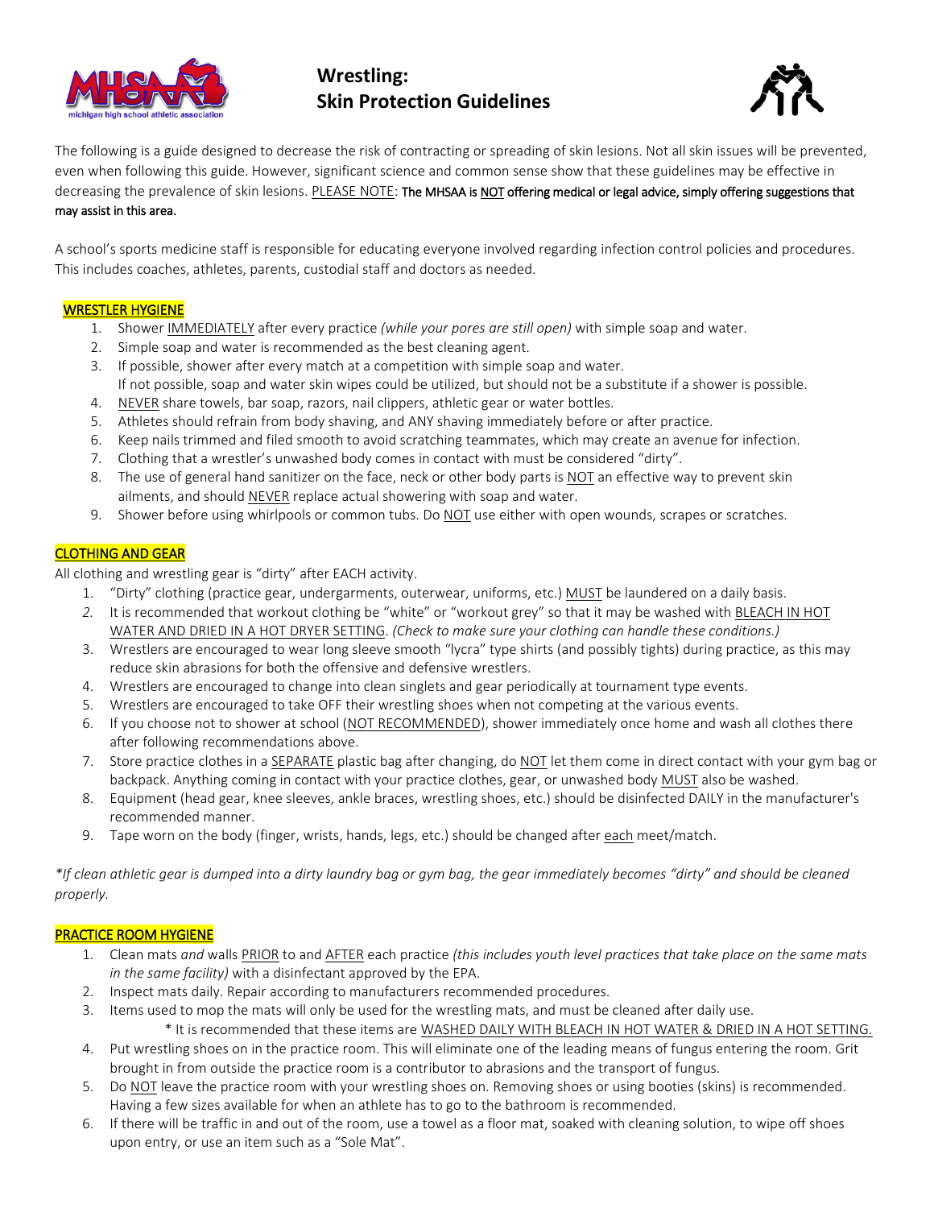# Wrestling: Skin Protection Guidelines

The following is a guide designed to decrease the risk of contracting or spreading of skin lesions. Not all skin issues will be prevented, even when following this guide. However, significant science and common sense show that these guidelines may be effective in decreasing the prevalence of skin lesions. PLEASE NOTE: **The MHSAA is NOT offering medical or legal advice, simply offering suggestions that may assist in this area.**

A school's sports medicine staff is responsible for educating everyone involved regarding infection control policies and procedures. This includes coaches, athletes, parents, custodial staff and doctors as needed.

## WRESTLER HYGIENE

1. Shower IMMEDIATELY after every practice *(while your pores are still open)* with simple soap and water.
2. Simple soap and water is recommended as the best cleaning agent.
3. If possible, shower after every match at a competition with simple soap and water. If not possible, soap and water skin wipes could be utilized, but should not be a substitute if a shower is possible.
4. NEVER share towels, bar soap, razors, nail clippers, athletic gear or water bottles.
5. Athletes should refrain from body shaving, and ANY shaving immediately before or after practice.
6. Keep nails trimmed and filed smooth to avoid scratching teammates, which may create an avenue for infection.
7. Clothing that a wrestler's unwashed body comes in contact with must be considered "dirty".
8. The use of general hand sanitizer on the face, neck or other body parts is NOT an effective way to prevent skin ailments, and should NEVER replace actual showering with soap and water.
9. Shower before using whirlpools or common tubs. Do NOT use either with open wounds, scrapes or scratches.

## CLOTHING AND GEAR

All clothing and wrestling gear is "dirty" after EACH activity.

1. "Dirty" clothing (practice gear, undergarments, outerwear, uniforms, etc.) MUST be laundered on a daily basis.
2. It is recommended that workout clothing be "white" or "workout grey" so that it may be washed with BLEACH IN HOT WATER AND DRIED IN A HOT DRYER SETTING. *(Check to make sure your clothing can handle these conditions.)*
3. Wrestlers are encouraged to wear long sleeve smooth "lycra" type shirts (and possibly tights) during practice, as this may reduce skin abrasions for both the offensive and defensive wrestlers.
4. Wrestlers are encouraged to change into clean singlets and gear periodically at tournament type events.
5. Wrestlers are encouraged to take OFF their wrestling shoes when not competing at the various events.
6. If you choose not to shower at school (NOT RECOMMENDED), shower immediately once home and wash all clothes there after following recommendations above.
7. Store practice clothes in a SEPARATE plastic bag after changing, do NOT let them come in direct contact with your gym bag or backpack. Anything coming in contact with your practice clothes, gear, or unwashed body MUST also be washed.
8. Equipment (head gear, knee sleeves, ankle braces, wrestling shoes, etc.) should be disinfected DAILY in the manufacturer's recommended manner.
9. Tape worn on the body (finger, wrists, hands, legs, etc.) should be changed after each meet/match.

*\*If clean athletic gear is dumped into a dirty laundry bag or gym bag, the gear immediately becomes "dirty" and should be cleaned properly.*

## PRACTICE ROOM HYGIENE

1. Clean mats *and* walls PRIOR to and AFTER each practice *(this includes youth level practices that take place on the same mats in the same facility)* with a disinfectant approved by the EPA.
2. Inspect mats daily. Repair according to manufacturers recommended procedures.
3. Items used to mop the mats will only be used for the wrestling mats, and must be cleaned after daily use.
   * It is recommended that these items are WASHED DAILY WITH BLEACH IN HOT WATER & DRIED IN A HOT SETTING.
4. Put wrestling shoes on in the practice room. This will eliminate one of the leading means of fungus entering the room. Grit brought in from outside the practice room is a contributor to abrasions and the transport of fungus.
5. Do NOT leave the practice room with your wrestling shoes on. Removing shoes or using booties (skins) is recommended. Having a few sizes available for when an athlete has to go to the bathroom is recommended.
6. If there will be traffic in and out of the room, use a towel as a floor mat, soaked with cleaning solution, to wipe off shoes upon entry, or use an item such as a "Sole Mat".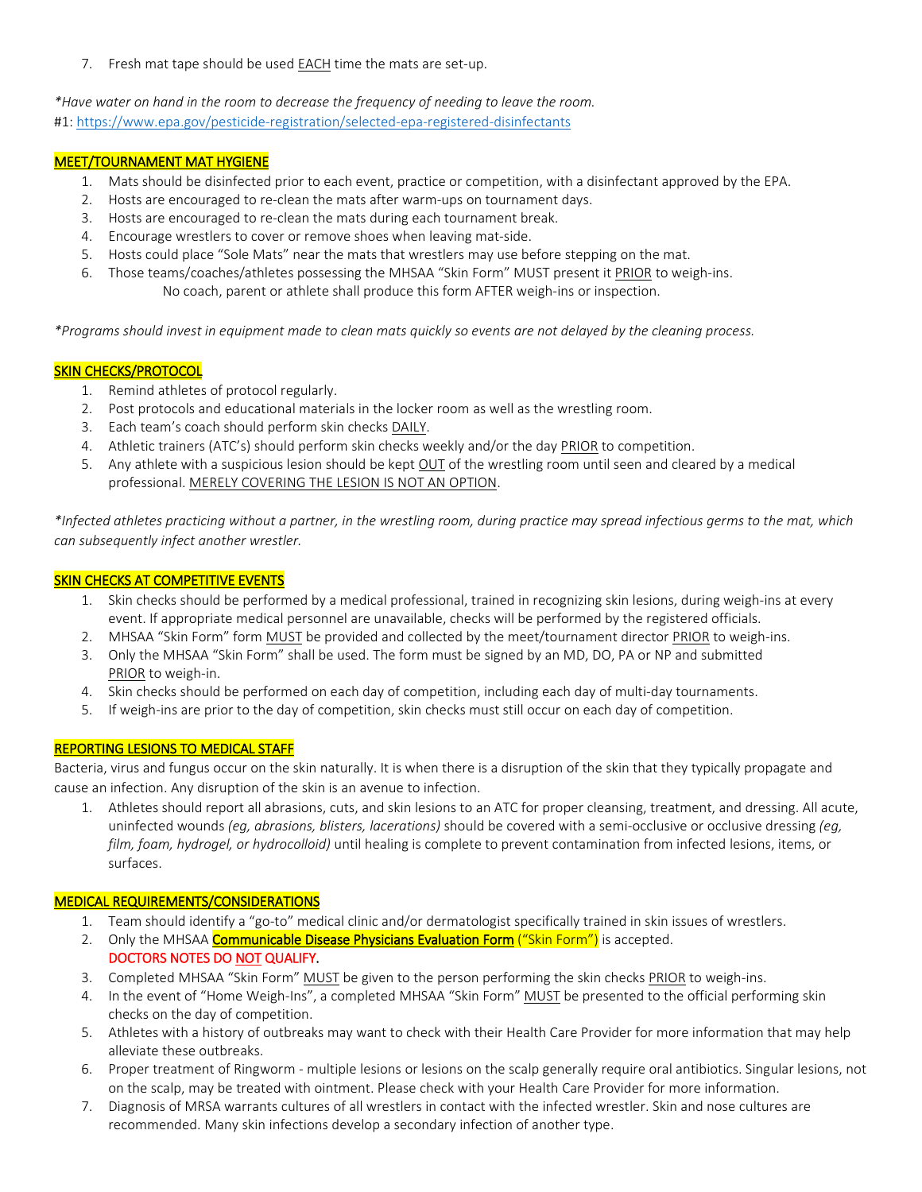7. Fresh mat tape should be used EACH time the mats are set-up.

*Have water on hand in the room to decrease the frequency of needing to leave the room.*
#1: https://www.epa.gov/pesticide-registration/selected-epa-registered-disinfectants

## MEET/TOURNAMENT MAT HYGIENE

1. Mats should be disinfected prior to each event, practice or competition, with a disinfectant approved by the EPA.
2. Hosts are encouraged to re-clean the mats after warm-ups on tournament days.
3. Hosts are encouraged to re-clean the mats during each tournament break.
4. Encourage wrestlers to cover or remove shoes when leaving mat-side.
5. Hosts could place "Sole Mats" near the mats that wrestlers may use before stepping on the mat.
6. Those teams/coaches/athletes possessing the MHSAA "Skin Form" MUST present it PRIOR to weigh-ins.
   No coach, parent or athlete shall produce this form AFTER weigh-ins or inspection.

*Programs should invest in equipment made to clean mats quickly so events are not delayed by the cleaning process.*

## SKIN CHECKS/PROTOCOL

1. Remind athletes of protocol regularly.
2. Post protocols and educational materials in the locker room as well as the wrestling room.
3. Each team's coach should perform skin checks DAILY.
4. Athletic trainers (ATC's) should perform skin checks weekly and/or the day PRIOR to competition.
5. Any athlete with a suspicious lesion should be kept OUT of the wrestling room until seen and cleared by a medical professional. MERELY COVERING THE LESION IS NOT AN OPTION.

*Infected athletes practicing without a partner, in the wrestling room, during practice may spread infectious germs to the mat, which can subsequently infect another wrestler.*

## SKIN CHECKS AT COMPETITIVE EVENTS

1. Skin checks should be performed by a medical professional, trained in recognizing skin lesions, during weigh-ins at every event. If appropriate medical personnel are unavailable, checks will be performed by the registered officials.
2. MHSAA "Skin Form" form MUST be provided and collected by the meet/tournament director PRIOR to weigh-ins.
3. Only the MHSAA "Skin Form" shall be used. The form must be signed by an MD, DO, PA or NP and submitted PRIOR to weigh-in.
4. Skin checks should be performed on each day of competition, including each day of multi-day tournaments.
5. If weigh-ins are prior to the day of competition, skin checks must still occur on each day of competition.

## REPORTING LESIONS TO MEDICAL STAFF

Bacteria, virus and fungus occur on the skin naturally. It is when there is a disruption of the skin that they typically propagate and cause an infection. Any disruption of the skin is an avenue to infection.

1. Athletes should report all abrasions, cuts, and skin lesions to an ATC for proper cleansing, treatment, and dressing. All acute, uninfected wounds *(eg, abrasions, blisters, lacerations)* should be covered with a semi-occlusive or occlusive dressing *(eg, film, foam, hydrogel, or hydrocolloid)* until healing is complete to prevent contamination from infected lesions, items, or surfaces.

## MEDICAL REQUIREMENTS/CONSIDERATIONS

1. Team should identify a "go-to" medical clinic and/or dermatologist specifically trained in skin issues of wrestlers.
2. Only the MHSAA **Communicable Disease Physicians Evaluation Form** ("Skin Form") is accepted.
   **DOCTORS NOTES DO NOT QUALIFY.**
3. Completed MHSAA "Skin Form" MUST be given to the person performing the skin checks PRIOR to weigh-ins.
4. In the event of "Home Weigh-Ins", a completed MHSAA "Skin Form" MUST be presented to the official performing skin checks on the day of competition.
5. Athletes with a history of outbreaks may want to check with their Health Care Provider for more information that may help alleviate these outbreaks.
6. Proper treatment of Ringworm - multiple lesions or lesions on the scalp generally require oral antibiotics. Singular lesions, not on the scalp, may be treated with ointment. Please check with your Health Care Provider for more information.
7. Diagnosis of MRSA warrants cultures of all wrestlers in contact with the infected wrestler. Skin and nose cultures are recommended. Many skin infections develop a secondary infection of another type.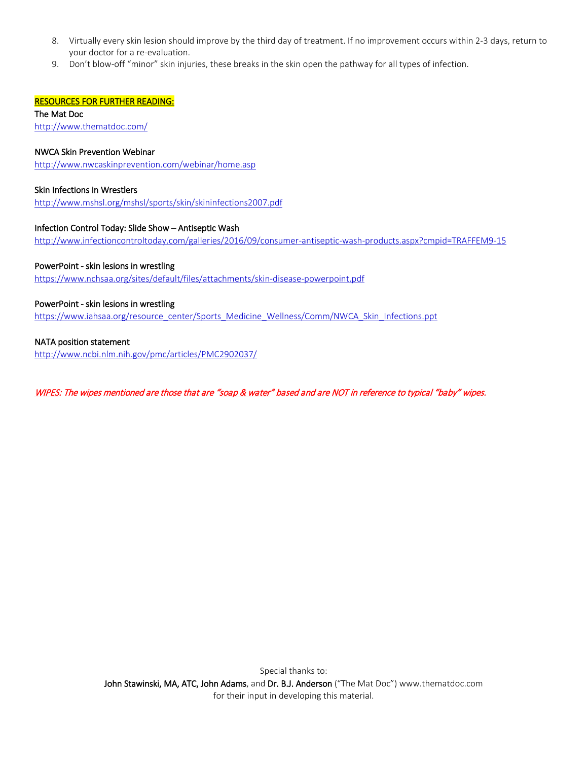8. Virtually every skin lesion should improve by the third day of treatment. If no improvement occurs within 2-3 days, return to your doctor for a re-evaluation.
9. Don't blow-off "minor" skin injuries, these breaks in the skin open the pathway for all types of infection.

**RESOURCES FOR FURTHER READING:**

The Mat Doc
http://www.thematdoc.com/

NWCA Skin Prevention Webinar
http://www.nwcaskinprevention.com/webinar/home.asp

Skin Infections in Wrestlers
http://www.mshsl.org/mshsl/sports/skin/skininfections2007.pdf

Infection Control Today: Slide Show – Antiseptic Wash
http://www.infectioncontroltoday.com/galleries/2016/09/consumer-antiseptic-wash-products.aspx?cmpid=TRAFFEM9-15

PowerPoint - skin lesions in wrestling
https://www.nchsaa.org/sites/default/files/attachments/skin-disease-powerpoint.pdf

PowerPoint - skin lesions in wrestling
https://www.iahsaa.org/resource_center/Sports_Medicine_Wellness/Comm/NWCA_Skin_Infections.ppt

NATA position statement
http://www.ncbi.nlm.nih.gov/pmc/articles/PMC2902037/

***WIPES**: The wipes mentioned are those that are "soap & water" based and are **NOT** in reference to typical "baby" wipes.*

Special thanks to:
**John Stawinski, MA, ATC, John Adams**, and **Dr. B.J. Anderson** ("The Mat Doc") www.thematdoc.com
for their input in developing this material.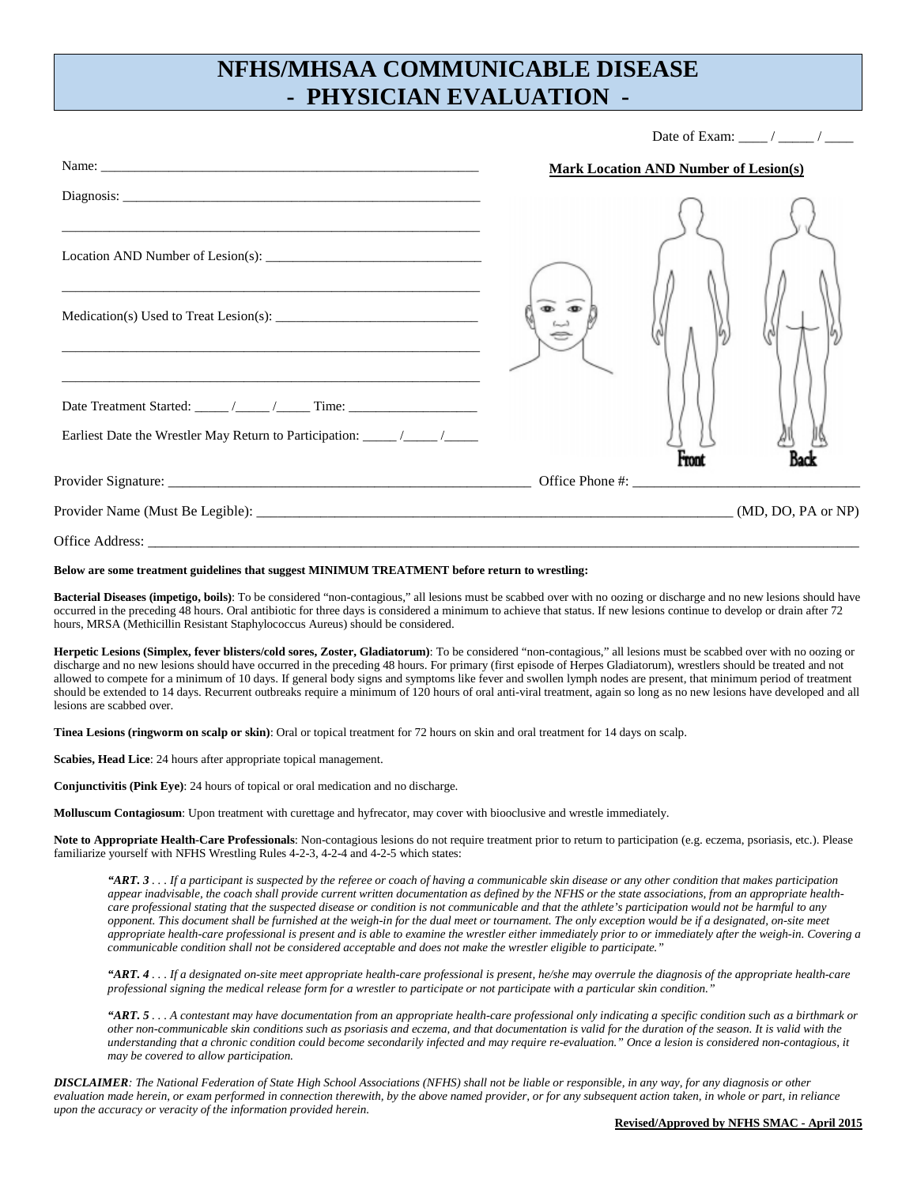# NFHS/MHSAA COMMUNICABLE DISEASE - PHYSICIAN EVALUATION -

Date of Exam: ____ / _____ / ____

Name: ______________________________________________________

Diagnosis: ___________________________________________________

______________________________________________________________

Location AND Number of Lesion(s): _______________________________

______________________________________________________________

Medication(s) Used to Treat Lesion(s): ____________________________

______________________________________________________________

______________________________________________________________

Date Treatment Started: _____ /_____ /_____ Time: __________________

Earliest Date the Wrestler May Return to Participation: _____ /_____ /_____

**Mark Location AND Number of Lesion(s)**

Front Back

Provider Signature: ___________________________________________ Office Phone #: ______________________________

Provider Name (Must Be Legible): _____________________________________________________________ (MD, DO, PA or NP)

Office Address: ______________________________________________________________________________________________

**Below are some treatment guidelines that suggest MINIMUM TREATMENT before return to wrestling:**

**Bacterial Diseases (impetigo, boils)**: To be considered "non-contagious," all lesions must be scabbed over with no oozing or discharge and no new lesions should have occurred in the preceding 48 hours. Oral antibiotic for three days is considered a minimum to achieve that status. If new lesions continue to develop or drain after 72 hours, MRSA (Methicillin Resistant Staphylococcus Aureus) should be considered.

**Herpetic Lesions (Simplex, fever blisters/cold sores, Zoster, Gladiatorum)**: To be considered "non-contagious," all lesions must be scabbed over with no oozing or discharge and no new lesions should have occurred in the preceding 48 hours. For primary (first episode of Herpes Gladiatorum), wrestlers should be treated and not allowed to compete for a minimum of 10 days. If general body signs and symptoms like fever and swollen lymph nodes are present, that minimum period of treatment should be extended to 14 days. Recurrent outbreaks require a minimum of 120 hours of oral anti-viral treatment, again so long as no new lesions have developed and all lesions are scabbed over.

**Tinea Lesions (ringworm on scalp or skin)**: Oral or topical treatment for 72 hours on skin and oral treatment for 14 days on scalp.

**Scabies, Head Lice**: 24 hours after appropriate topical management.

**Conjunctivitis (Pink Eye)**: 24 hours of topical or oral medication and no discharge.

**Molluscum Contagiosum**: Upon treatment with curettage and hyfrecator, may cover with biooclusive and wrestle immediately.

**Note to Appropriate Health-Care Professionals**: Non-contagious lesions do not require treatment prior to return to participation (e.g. eczema, psoriasis, etc.). Please familiarize yourself with NFHS Wrestling Rules 4-2-3, 4-2-4 and 4-2-5 which states:

> *"ART. 3 . . . If a participant is suspected by the referee or coach of having a communicable skin disease or any other condition that makes participation appear inadvisable, the coach shall provide current written documentation as defined by the NFHS or the state associations, from an appropriate health-care professional stating that the suspected disease or condition is not communicable and that the athlete's participation would not be harmful to any opponent. This document shall be furnished at the weigh-in for the dual meet or tournament. The only exception would be if a designated, on-site meet appropriate health-care professional is present and is able to examine the wrestler either immediately prior to or immediately after the weigh-in. Covering a communicable condition shall not be considered acceptable and does not make the wrestler eligible to participate."*

> *"ART. 4 . . . If a designated on-site meet appropriate health-care professional is present, he/she may overrule the diagnosis of the appropriate health-care professional signing the medical release form for a wrestler to participate or not participate with a particular skin condition."*

> *"ART. 5 . . . A contestant may have documentation from an appropriate health-care professional only indicating a specific condition such as a birthmark or other non-communicable skin conditions such as psoriasis and eczema, and that documentation is valid for the duration of the season. It is valid with the understanding that a chronic condition could become secondarily infected and may require re-evaluation." Once a lesion is considered non-contagious, it may be covered to allow participation.*

***DISCLAIMER***: *The National Federation of State High School Associations (NFHS) shall not be liable or responsible, in any way, for any diagnosis or other evaluation made herein, or exam performed in connection therewith, by the above named provider, or for any subsequent action taken, in whole or part, in reliance upon the accuracy or veracity of the information provided herein.*

**Revised/Approved by NFHS SMAC - April 2015**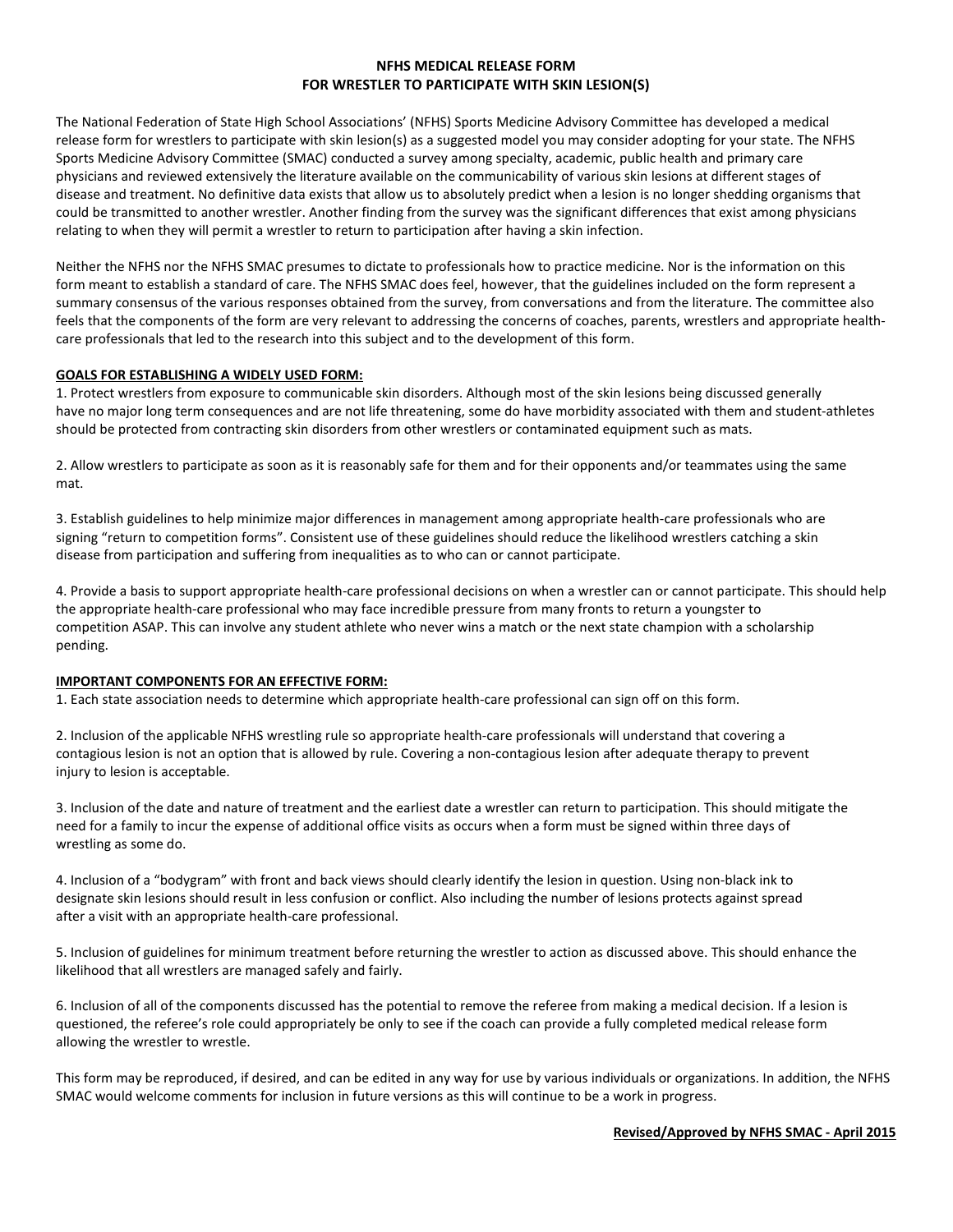# NFHS MEDICAL RELEASE FORM
# FOR WRESTLER TO PARTICIPATE WITH SKIN LESION(S)

The National Federation of State High School Associations' (NFHS) Sports Medicine Advisory Committee has developed a medical release form for wrestlers to participate with skin lesion(s) as a suggested model you may consider adopting for your state. The NFHS Sports Medicine Advisory Committee (SMAC) conducted a survey among specialty, academic, public health and primary care physicians and reviewed extensively the literature available on the communicability of various skin lesions at different stages of disease and treatment. No definitive data exists that allow us to absolutely predict when a lesion is no longer shedding organisms that could be transmitted to another wrestler. Another finding from the survey was the significant differences that exist among physicians relating to when they will permit a wrestler to return to participation after having a skin infection.

Neither the NFHS nor the NFHS SMAC presumes to dictate to professionals how to practice medicine. Nor is the information on this form meant to establish a standard of care. The NFHS SMAC does feel, however, that the guidelines included on the form represent a summary consensus of the various responses obtained from the survey, from conversations and from the literature. The committee also feels that the components of the form are very relevant to addressing the concerns of coaches, parents, wrestlers and appropriate health-care professionals that led to the research into this subject and to the development of this form.

**GOALS FOR ESTABLISHING A WIDELY USED FORM:**

1. Protect wrestlers from exposure to communicable skin disorders. Although most of the skin lesions being discussed generally have no major long term consequences and are not life threatening, some do have morbidity associated with them and student-athletes should be protected from contracting skin disorders from other wrestlers or contaminated equipment such as mats.

2. Allow wrestlers to participate as soon as it is reasonably safe for them and for their opponents and/or teammates using the same mat.

3. Establish guidelines to help minimize major differences in management among appropriate health-care professionals who are signing "return to competition forms". Consistent use of these guidelines should reduce the likelihood wrestlers catching a skin disease from participation and suffering from inequalities as to who can or cannot participate.

4. Provide a basis to support appropriate health-care professional decisions on when a wrestler can or cannot participate. This should help the appropriate health-care professional who may face incredible pressure from many fronts to return a youngster to competition ASAP. This can involve any student athlete who never wins a match or the next state champion with a scholarship pending.

**IMPORTANT COMPONENTS FOR AN EFFECTIVE FORM:**

1. Each state association needs to determine which appropriate health-care professional can sign off on this form.

2. Inclusion of the applicable NFHS wrestling rule so appropriate health-care professionals will understand that covering a contagious lesion is not an option that is allowed by rule. Covering a non-contagious lesion after adequate therapy to prevent injury to lesion is acceptable.

3. Inclusion of the date and nature of treatment and the earliest date a wrestler can return to participation. This should mitigate the need for a family to incur the expense of additional office visits as occurs when a form must be signed within three days of wrestling as some do.

4. Inclusion of a "bodygram" with front and back views should clearly identify the lesion in question. Using non-black ink to designate skin lesions should result in less confusion or conflict. Also including the number of lesions protects against spread after a visit with an appropriate health-care professional.

5. Inclusion of guidelines for minimum treatment before returning the wrestler to action as discussed above. This should enhance the likelihood that all wrestlers are managed safely and fairly.

6. Inclusion of all of the components discussed has the potential to remove the referee from making a medical decision. If a lesion is questioned, the referee's role could appropriately be only to see if the coach can provide a fully completed medical release form allowing the wrestler to wrestle.

This form may be reproduced, if desired, and can be edited in any way for use by various individuals or organizations. In addition, the NFHS SMAC would welcome comments for inclusion in future versions as this will continue to be a work in progress.

**Revised/Approved by NFHS SMAC - April 2015**